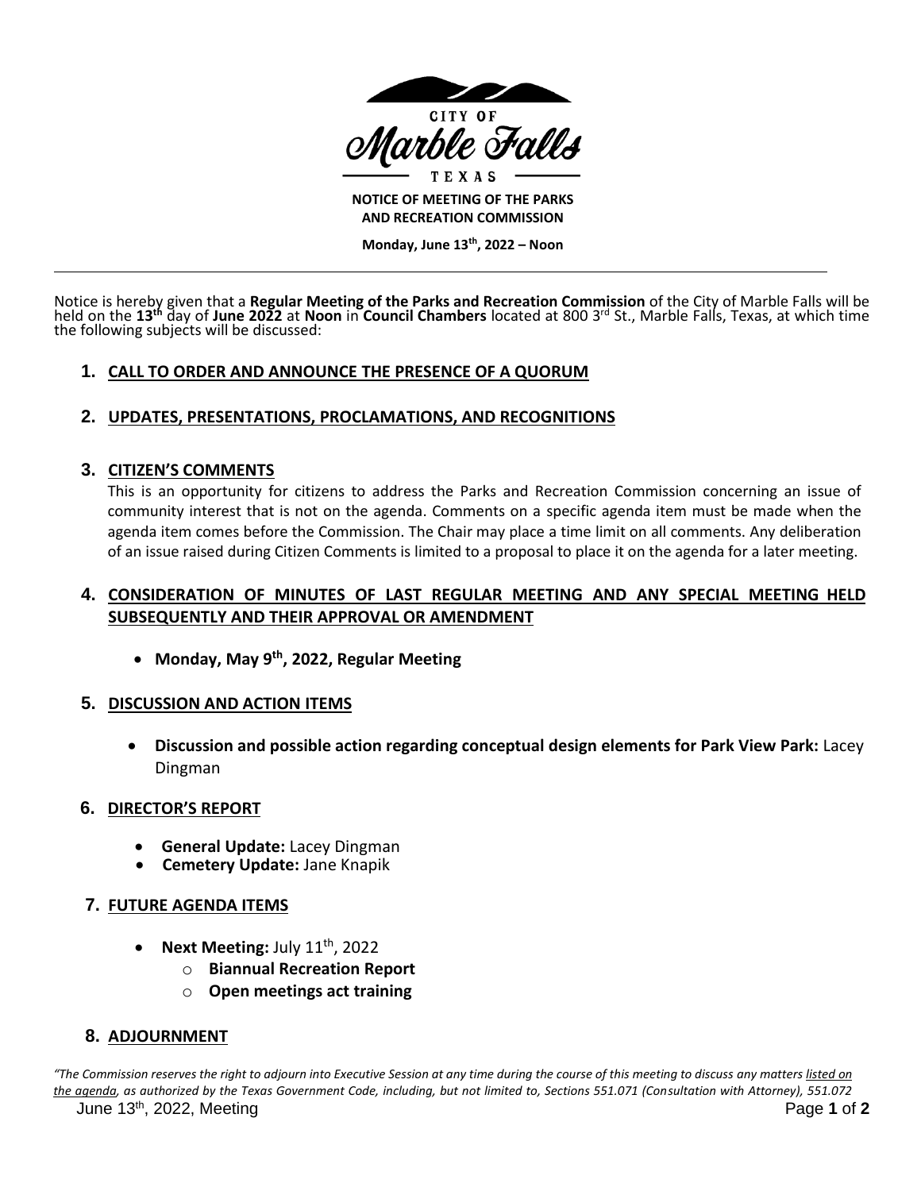CITY OF

Marble Falls

TEXAS

**NOTICE OF MEETING OF THE PARKS AND RECREATION COMMISSION**

**Monday, June 13th, 2022 – Noon**

---

Notice is hereby given that a **Regular Meeting of the Parks and Recreation Commission** of the City of Marble Falls will be held on the **13th** day of **June 2022** at **Noon** in **Council Chambers** located at 800 3rd St., Marble Falls, Texas, at which time the following subjects will be discussed:

1. **CALL TO ORDER AND ANNOUNCE THE PRESENCE OF A QUORUM**

2. **UPDATES, PRESENTATIONS, PROCLAMATIONS, AND RECOGNITIONS**

3. **CITIZEN'S COMMENTS**

   This is an opportunity for citizens to address the Parks and Recreation Commission concerning an issue of community interest that is not on the agenda. Comments on a specific agenda item must be made when the agenda item comes before the Commission. The Chair may place a time limit on all comments. Any deliberation of an issue raised during Citizen Comments is limited to a proposal to place it on the agenda for a later meeting.

4. **CONSIDERATION OF MINUTES OF LAST REGULAR MEETING AND ANY SPECIAL MEETING HELD SUBSEQUENTLY AND THEIR APPROVAL OR AMENDMENT**

   - **Monday, May 9th, 2022, Regular Meeting**

5. **DISCUSSION AND ACTION ITEMS**

   - **Discussion and possible action regarding conceptual design elements for Park View Park:** Lacey Dingman

6. **DIRECTOR'S REPORT**

   - **General Update:** Lacey Dingman
   - **Cemetery Update:** Jane Knapik

7. **FUTURE AGENDA ITEMS**

   - **Next Meeting:** July 11th, 2022
     - **Biannual Recreation Report**
     - **Open meetings act training**

8. **ADJOURNMENT**

*"The Commission reserves the right to adjourn into Executive Session at any time during the course of this meeting to discuss any matters listed on the agenda, as authorized by the Texas Government Code, including, but not limited to, Sections 551.071 (Consultation with Attorney), 551.072*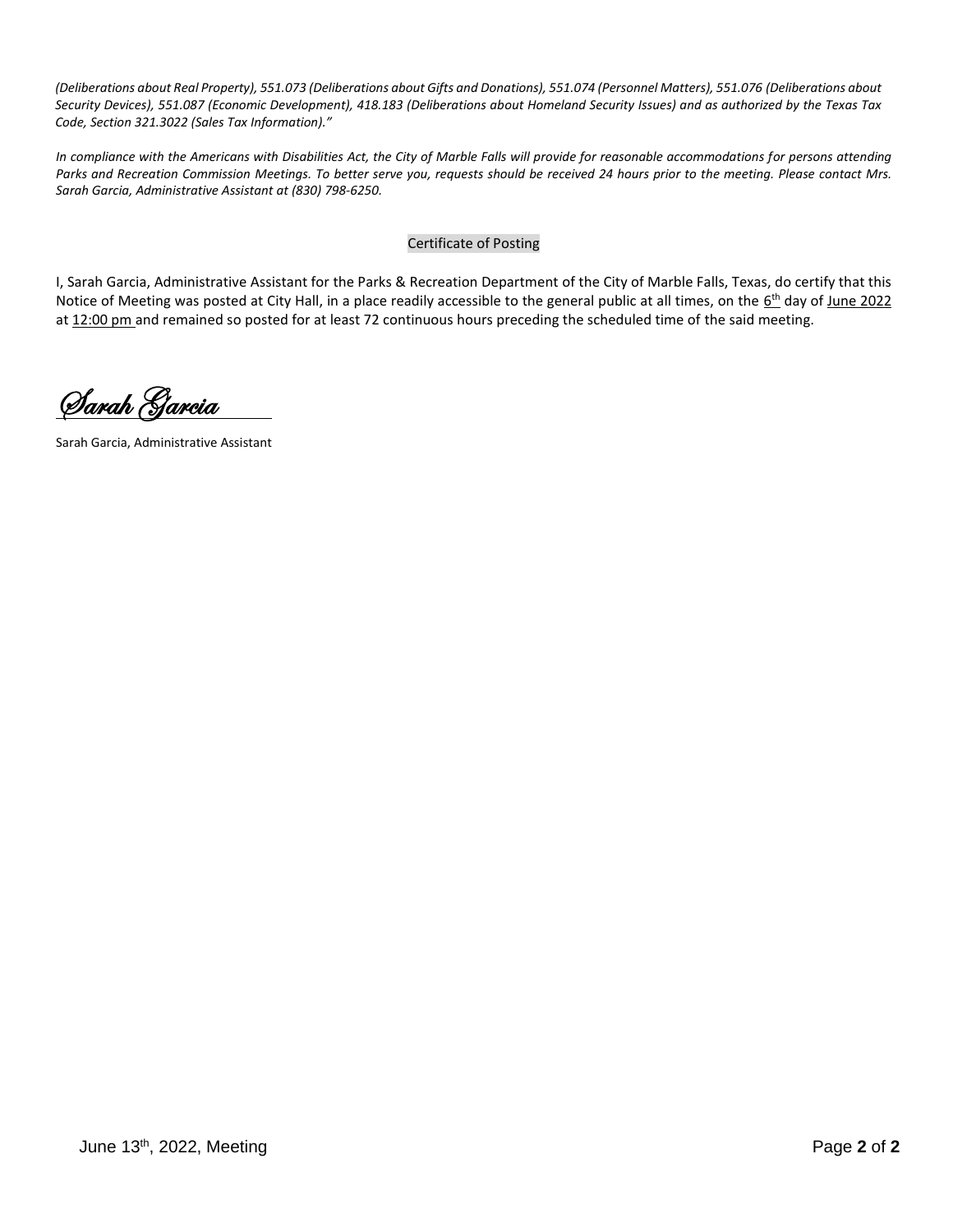*(Deliberations about Real Property), 551.073 (Deliberations about Gifts and Donations), 551.074 (Personnel Matters), 551.076 (Deliberations about Security Devices), 551.087 (Economic Development), 418.183 (Deliberations about Homeland Security Issues) and as authorized by the Texas Tax Code, Section 321.3022 (Sales Tax Information)."*

*In compliance with the Americans with Disabilities Act, the City of Marble Falls will provide for reasonable accommodations for persons attending Parks and Recreation Commission Meetings. To better serve you, requests should be received 24 hours prior to the meeting. Please contact Mrs. Sarah Garcia, Administrative Assistant at (830) 798-6250.*

Certificate of Posting

I, Sarah Garcia, Administrative Assistant for the Parks & Recreation Department of the City of Marble Falls, Texas, do certify that this Notice of Meeting was posted at City Hall, in a place readily accessible to the general public at all times, on the 6th day of June 2022 at 12:00 pm and remained so posted for at least 72 continuous hours preceding the scheduled time of the said meeting.

Sarah Garcia

Sarah Garcia, Administrative Assistant